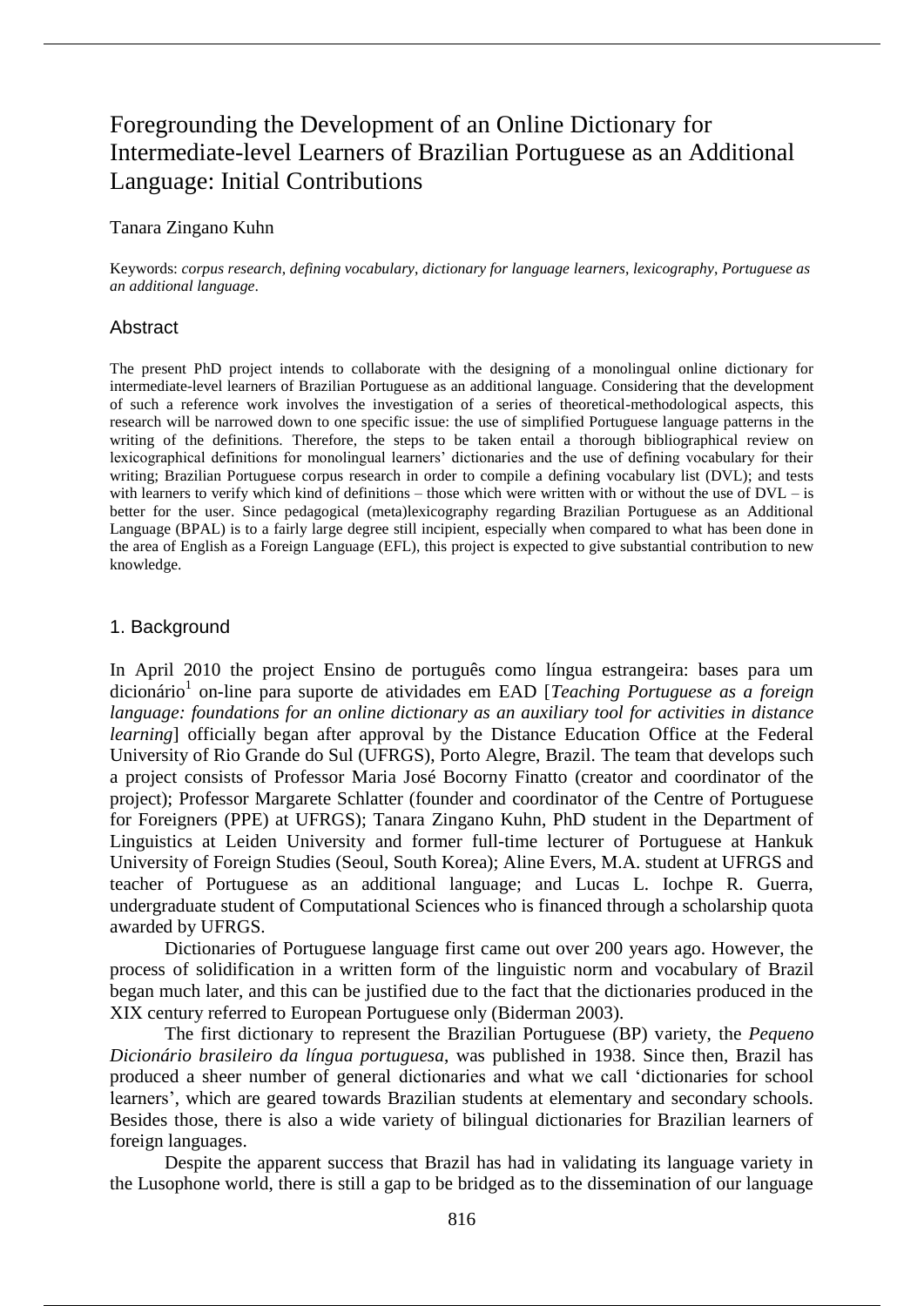# Foregrounding the Development of an Online Dictionary for Intermediate-level Learners of Brazilian Portuguese as an Additional Language: Initial Contributions

Tanara Zingano Kuhn

Keywords: *corpus research, defining vocabulary, dictionary for language learners, lexicography, Portuguese as an additional language*.

## Abstract

The present PhD project intends to collaborate with the designing of a monolingual online dictionary for intermediate-level learners of Brazilian Portuguese as an additional language. Considering that the development of such a reference work involves the investigation of a series of theoretical-methodological aspects, this research will be narrowed down to one specific issue: the use of simplified Portuguese language patterns in the writing of the definitions. Therefore, the steps to be taken entail a thorough bibliographical review on lexicographical definitions for monolingual learners' dictionaries and the use of defining vocabulary for their writing; Brazilian Portuguese corpus research in order to compile a defining vocabulary list (DVL); and tests with learners to verify which kind of definitions – those which were written with or without the use of DVL – is better for the user. Since pedagogical (meta)lexicography regarding Brazilian Portuguese as an Additional Language (BPAL) is to a fairly large degree still incipient, especially when compared to what has been done in the area of English as a Foreign Language (EFL), this project is expected to give substantial contribution to new knowledge.

## 1. Background

In April 2010 the project Ensino de português como língua estrangeira: bases para um dicionário[1] on-line para suporte de atividades em EAD [*Teaching Portuguese as a foreign language: foundations for an online dictionary as an auxiliary tool for activities in distance learning*] officially began after approval by the Distance Education Office at the Federal University of Rio Grande do Sul (UFRGS), Porto Alegre, Brazil. The team that develops such a project consists of Professor Maria José Bocorny Finatto (creator and coordinator of the project); Professor Margarete Schlatter (founder and coordinator of the Centre of Portuguese for Foreigners (PPE) at UFRGS); Tanara Zingano Kuhn, PhD student in the Department of Linguistics at Leiden University and former full-time lecturer of Portuguese at Hankuk University of Foreign Studies (Seoul, South Korea); Aline Evers, M.A. student at UFRGS and teacher of Portuguese as an additional language; and Lucas L. Iochpe R. Guerra, undergraduate student of Computational Sciences who is financed through a scholarship quota awarded by UFRGS.

Dictionaries of Portuguese language first came out over 200 years ago. However, the process of solidification in a written form of the linguistic norm and vocabulary of Brazil began much later, and this can be justified due to the fact that the dictionaries produced in the XIX century referred to European Portuguese only (Biderman 2003).

The first dictionary to represent the Brazilian Portuguese (BP) variety, the *Pequeno Dicionário brasileiro da língua portuguesa*, was published in 1938. Since then, Brazil has produced a sheer number of general dictionaries and what we call 'dictionaries for school learners', which are geared towards Brazilian students at elementary and secondary schools. Besides those, there is also a wide variety of bilingual dictionaries for Brazilian learners of foreign languages.

Despite the apparent success that Brazil has had in validating its language variety in the Lusophone world, there is still a gap to be bridged as to the dissemination of our language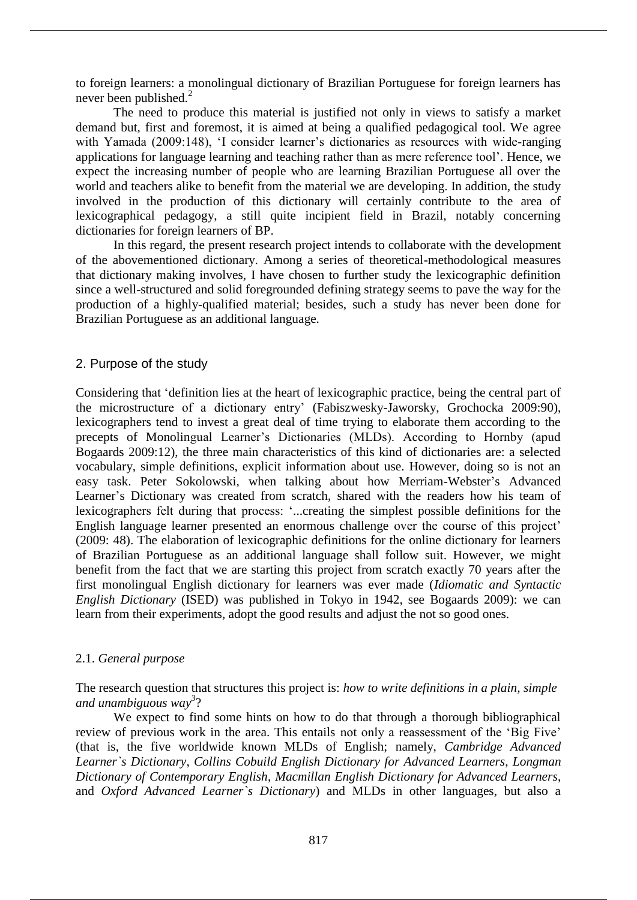to foreign learners: a monolingual dictionary of Brazilian Portuguese for foreign learners has never been published.[2]

The need to produce this material is justified not only in views to satisfy a market demand but, first and foremost, it is aimed at being a qualified pedagogical tool. We agree with Yamada (2009:148), 'I consider learner's dictionaries as resources with wide-ranging applications for language learning and teaching rather than as mere reference tool'. Hence, we expect the increasing number of people who are learning Brazilian Portuguese all over the world and teachers alike to benefit from the material we are developing. In addition, the study involved in the production of this dictionary will certainly contribute to the area of lexicographical pedagogy, a still quite incipient field in Brazil, notably concerning dictionaries for foreign learners of BP.

In this regard, the present research project intends to collaborate with the development of the abovementioned dictionary. Among a series of theoretical-methodological measures that dictionary making involves, I have chosen to further study the lexicographic definition since a well-structured and solid foregrounded defining strategy seems to pave the way for the production of a highly-qualified material; besides, such a study has never been done for Brazilian Portuguese as an additional language.

## 2. Purpose of the study

Considering that 'definition lies at the heart of lexicographic practice, being the central part of the microstructure of a dictionary entry' (Fabiszwesky-Jaworsky, Grochocka 2009:90), lexicographers tend to invest a great deal of time trying to elaborate them according to the precepts of Monolingual Learner's Dictionaries (MLDs). According to Hornby (apud Bogaards 2009:12), the three main characteristics of this kind of dictionaries are: a selected vocabulary, simple definitions, explicit information about use. However, doing so is not an easy task. Peter Sokolowski, when talking about how Merriam-Webster's Advanced Learner's Dictionary was created from scratch, shared with the readers how his team of lexicographers felt during that process: '...creating the simplest possible definitions for the English language learner presented an enormous challenge over the course of this project' (2009: 48). The elaboration of lexicographic definitions for the online dictionary for learners of Brazilian Portuguese as an additional language shall follow suit. However, we might benefit from the fact that we are starting this project from scratch exactly 70 years after the first monolingual English dictionary for learners was ever made (*Idiomatic and Syntactic English Dictionary* (ISED) was published in Tokyo in 1942, see Bogaards 2009): we can learn from their experiments, adopt the good results and adjust the not so good ones.

### 2.1. *General purpose*

The research question that structures this project is: *how to write definitions in a plain, simple and unambiguous way*[3]?

We expect to find some hints on how to do that through a thorough bibliographical review of previous work in the area. This entails not only a reassessment of the 'Big Five' (that is, the five worldwide known MLDs of English; namely, *Cambridge Advanced Learner`s Dictionary*, *Collins Cobuild English Dictionary for Advanced Learners*, *Longman Dictionary of Contemporary English*, *Macmillan English Dictionary for Advanced Learners*, and *Oxford Advanced Learner`s Dictionary*) and MLDs in other languages, but also a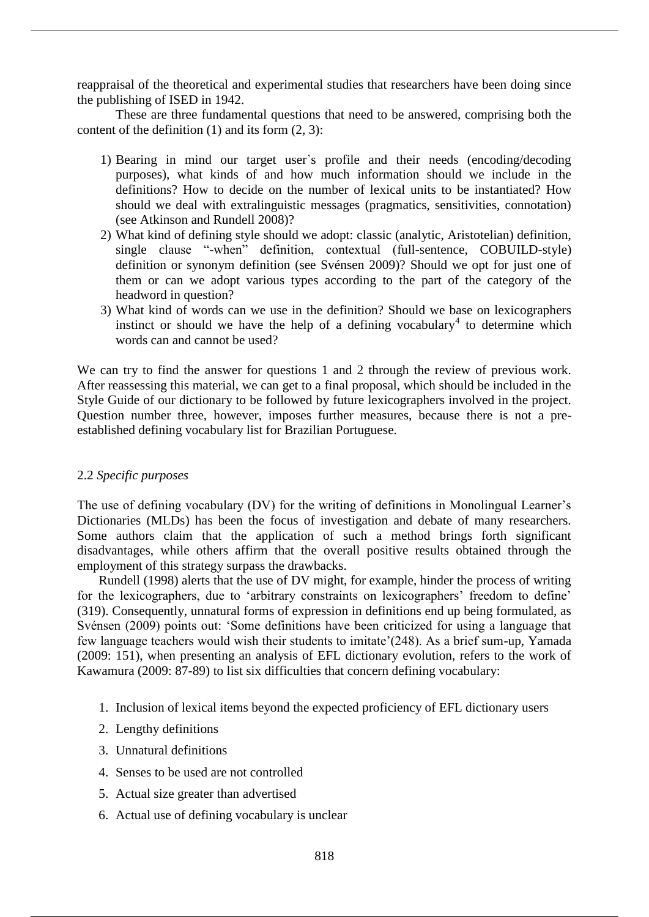reappraisal of the theoretical and experimental studies that researchers have been doing since the publishing of ISED in 1942.

These are three fundamental questions that need to be answered, comprising both the content of the definition (1) and its form (2, 3):

1) Bearing in mind our target user`s profile and their needs (encoding/decoding purposes), what kinds of and how much information should we include in the definitions? How to decide on the number of lexical units to be instantiated? How should we deal with extralinguistic messages (pragmatics, sensitivities, connotation) (see Atkinson and Rundell 2008)?
2) What kind of defining style should we adopt: classic (analytic, Aristotelian) definition, single clause "-when" definition, contextual (full-sentence, COBUILD-style) definition or synonym definition (see Svénsen 2009)? Should we opt for just one of them or can we adopt various types according to the part of the category of the headword in question?
3) What kind of words can we use in the definition? Should we base on lexicographers instinct or should we have the help of a defining vocabulary[4] to determine which words can and cannot be used?

We can try to find the answer for questions 1 and 2 through the review of previous work. After reassessing this material, we can get to a final proposal, which should be included in the Style Guide of our dictionary to be followed by future lexicographers involved in the project. Question number three, however, imposes further measures, because there is not a pre-established defining vocabulary list for Brazilian Portuguese.

### 2.2 *Specific purposes*

The use of defining vocabulary (DV) for the writing of definitions in Monolingual Learner's Dictionaries (MLDs) has been the focus of investigation and debate of many researchers. Some authors claim that the application of such a method brings forth significant disadvantages, while others affirm that the overall positive results obtained through the employment of this strategy surpass the drawbacks.

Rundell (1998) alerts that the use of DV might, for example, hinder the process of writing for the lexicographers, due to 'arbitrary constraints on lexicographers' freedom to define' (319). Consequently, unnatural forms of expression in definitions end up being formulated, as Svénsen (2009) points out: 'Some definitions have been criticized for using a language that few language teachers would wish their students to imitate'(248). As a brief sum-up, Yamada (2009: 151), when presenting an analysis of EFL dictionary evolution, refers to the work of Kawamura (2009: 87-89) to list six difficulties that concern defining vocabulary:

1. Inclusion of lexical items beyond the expected proficiency of EFL dictionary users
2. Lengthy definitions
3. Unnatural definitions
4. Senses to be used are not controlled
5. Actual size greater than advertised
6. Actual use of defining vocabulary is unclear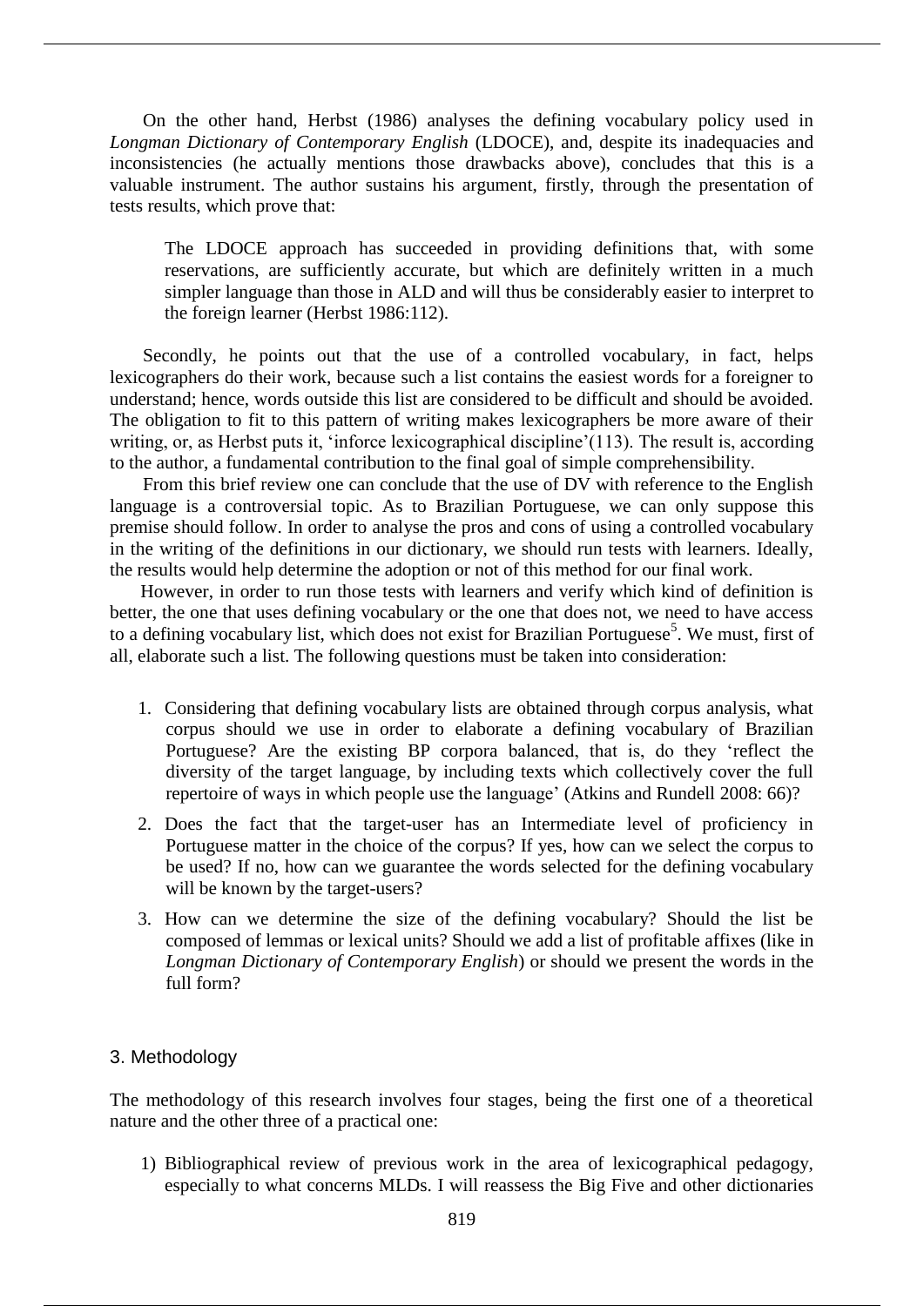On the other hand, Herbst (1986) analyses the defining vocabulary policy used in *Longman Dictionary of Contemporary English* (LDOCE), and, despite its inadequacies and inconsistencies (he actually mentions those drawbacks above), concludes that this is a valuable instrument. The author sustains his argument, firstly, through the presentation of tests results, which prove that:

> The LDOCE approach has succeeded in providing definitions that, with some reservations, are sufficiently accurate, but which are definitely written in a much simpler language than those in ALD and will thus be considerably easier to interpret to the foreign learner (Herbst 1986:112).

Secondly, he points out that the use of a controlled vocabulary, in fact, helps lexicographers do their work, because such a list contains the easiest words for a foreigner to understand; hence, words outside this list are considered to be difficult and should be avoided. The obligation to fit to this pattern of writing makes lexicographers be more aware of their writing, or, as Herbst puts it, 'inforce lexicographical discipline'(113). The result is, according to the author, a fundamental contribution to the final goal of simple comprehensibility.

From this brief review one can conclude that the use of DV with reference to the English language is a controversial topic. As to Brazilian Portuguese, we can only suppose this premise should follow. In order to analyse the pros and cons of using a controlled vocabulary in the writing of the definitions in our dictionary, we should run tests with learners. Ideally, the results would help determine the adoption or not of this method for our final work.

However, in order to run those tests with learners and verify which kind of definition is better, the one that uses defining vocabulary or the one that does not, we need to have access to a defining vocabulary list, which does not exist for Brazilian Portuguese[5]. We must, first of all, elaborate such a list. The following questions must be taken into consideration:

1. Considering that defining vocabulary lists are obtained through corpus analysis, what corpus should we use in order to elaborate a defining vocabulary of Brazilian Portuguese? Are the existing BP corpora balanced, that is, do they 'reflect the diversity of the target language, by including texts which collectively cover the full repertoire of ways in which people use the language' (Atkins and Rundell 2008: 66)?
2. Does the fact that the target-user has an Intermediate level of proficiency in Portuguese matter in the choice of the corpus? If yes, how can we select the corpus to be used? If no, how can we guarantee the words selected for the defining vocabulary will be known by the target-users?
3. How can we determine the size of the defining vocabulary? Should the list be composed of lemmas or lexical units? Should we add a list of profitable affixes (like in *Longman Dictionary of Contemporary English*) or should we present the words in the full form?

## 3. Methodology

The methodology of this research involves four stages, being the first one of a theoretical nature and the other three of a practical one:

1) Bibliographical review of previous work in the area of lexicographical pedagogy, especially to what concerns MLDs. I will reassess the Big Five and other dictionaries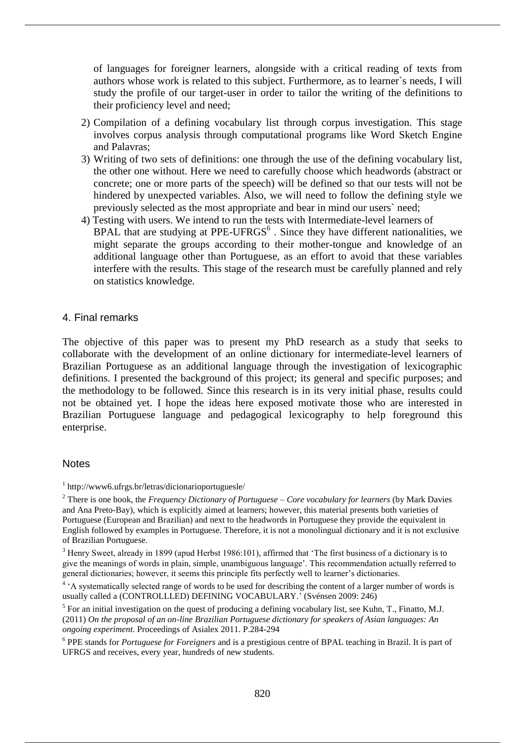of languages for foreigner learners, alongside with a critical reading of texts from authors whose work is related to this subject. Furthermore, as to learner`s needs, I will study the profile of our target-user in order to tailor the writing of the definitions to their proficiency level and need;

2) Compilation of a defining vocabulary list through corpus investigation. This stage involves corpus analysis through computational programs like Word Sketch Engine and Palavras;
3) Writing of two sets of definitions: one through the use of the defining vocabulary list, the other one without. Here we need to carefully choose which headwords (abstract or concrete; one or more parts of the speech) will be defined so that our tests will not be hindered by unexpected variables. Also, we will need to follow the defining style we previously selected as the most appropriate and bear in mind our users` need;
4) Testing with users. We intend to run the tests with Intermediate-level learners of BPAL that are studying at PPE-UFRGS[6] . Since they have different nationalities, we might separate the groups according to their mother-tongue and knowledge of an additional language other than Portuguese, as an effort to avoid that these variables interfere with the results. This stage of the research must be carefully planned and rely on statistics knowledge.

## 4. Final remarks

The objective of this paper was to present my PhD research as a study that seeks to collaborate with the development of an online dictionary for intermediate-level learners of Brazilian Portuguese as an additional language through the investigation of lexicographic definitions. I presented the background of this project; its general and specific purposes; and the methodology to be followed. Since this research is in its very initial phase, results could not be obtained yet. I hope the ideas here exposed motivate those who are interested in Brazilian Portuguese language and pedagogical lexicography to help foreground this enterprise.

## Notes

[1] http://www6.ufrgs.br/letras/dicionarioportuguesle/

[2] There is one book, the *Frequency Dictionary of Portuguese – Core vocabulary for learners* (by Mark Davies and Ana Preto-Bay), which is explicitly aimed at learners; however, this material presents both varieties of Portuguese (European and Brazilian) and next to the headwords in Portuguese they provide the equivalent in English followed by examples in Portuguese. Therefore, it is not a monolingual dictionary and it is not exclusive of Brazilian Portuguese.

[3] Henry Sweet, already in 1899 (apud Herbst 1986:101), affirmed that 'The first business of a dictionary is to give the meanings of words in plain, simple, unambiguous language'. This recommendation actually referred to general dictionaries; however, it seems this principle fits perfectly well to learner's dictionaries.

[4] 'A systematically selected range of words to be used for describing the content of a larger number of words is usually called a (CONTROLLLED) DEFINING VOCABULARY.' (Svénsen 2009: 246)

[5] For an initial investigation on the quest of producing a defining vocabulary list, see Kuhn, T., Finatto, M.J. (2011) *On the proposal of an on-line Brazilian Portuguese dictionary for speakers of Asian languages: An ongoing experiment*. Proceedings of Asialex 2011. P.284-294

[6] PPE stands for *Portuguese for Foreigners* and is a prestigious centre of BPAL teaching in Brazil. It is part of UFRGS and receives, every year, hundreds of new students.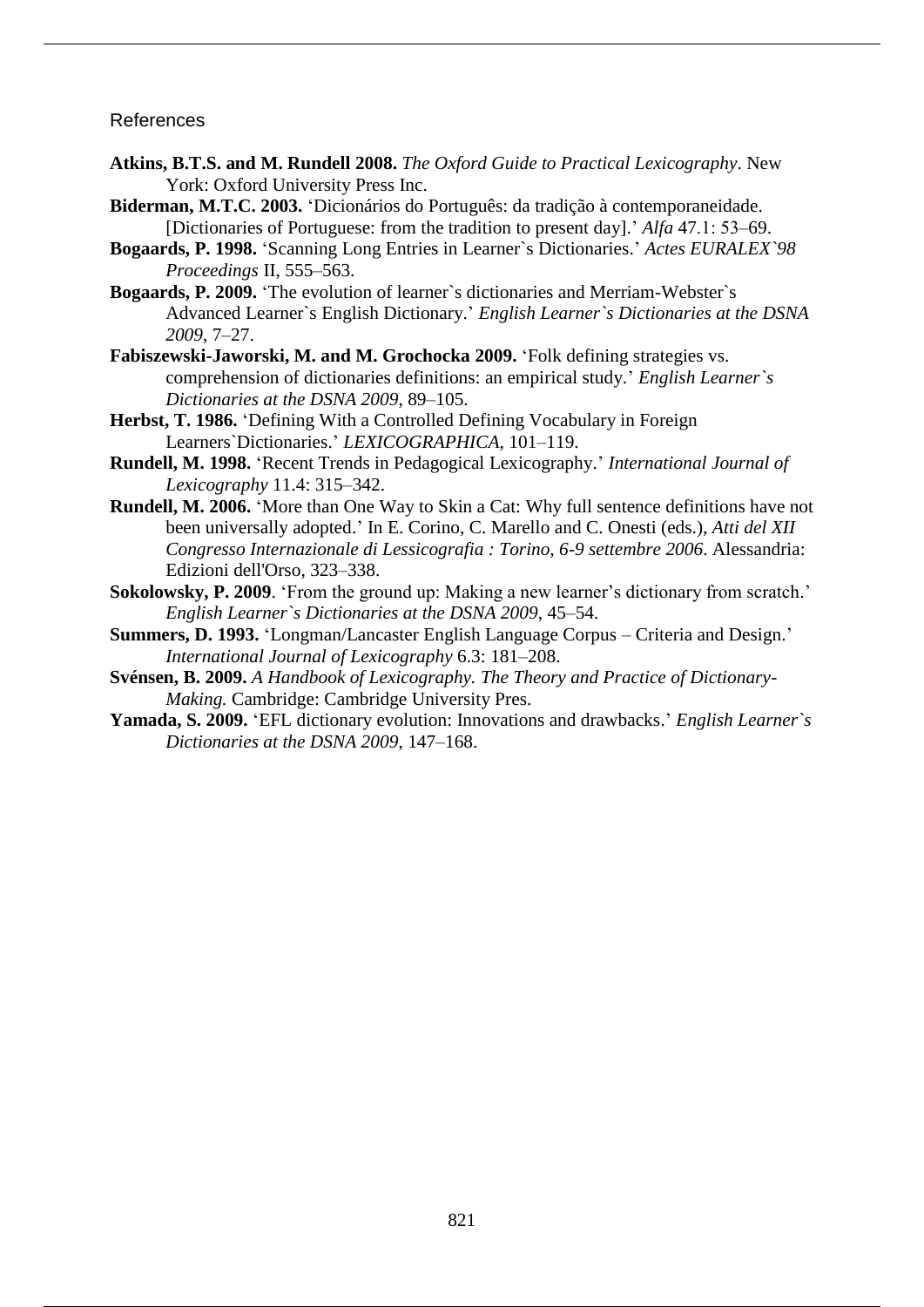## References

**Atkins, B.T.S. and M. Rundell 2008.** *The Oxford Guide to Practical Lexicography*. New York: Oxford University Press Inc.

**Biderman, M.T.C. 2003.** 'Dicionários do Português: da tradição à contemporaneidade. [Dictionaries of Portuguese: from the tradition to present day].' *Alfa* 47.1: 53–69.

**Bogaards, P. 1998.** 'Scanning Long Entries in Learner`s Dictionaries.' *Actes EURALEX`98 Proceedings* II, 555–563.

**Bogaards, P. 2009.** 'The evolution of learner`s dictionaries and Merriam-Webster`s Advanced Learner`s English Dictionary.' *English Learner`s Dictionaries at the DSNA 2009*, 7–27.

**Fabiszewski-Jaworski, M. and M. Grochocka 2009.** 'Folk defining strategies vs. comprehension of dictionaries definitions: an empirical study.' *English Learner`s Dictionaries at the DSNA 2009*, 89–105.

**Herbst, T. 1986.** 'Defining With a Controlled Defining Vocabulary in Foreign Learners`Dictionaries.' *LEXICOGRAPHICA*, 101–119.

**Rundell, M. 1998.** 'Recent Trends in Pedagogical Lexicography.' *International Journal of Lexicography* 11.4: 315–342.

**Rundell, M. 2006.** 'More than One Way to Skin a Cat: Why full sentence definitions have not been universally adopted.' In E. Corino, C. Marello and C. Onesti (eds.), *Atti del XII Congresso Internazionale di Lessicografia : Torino, 6-9 settembre 2006*. Alessandria: Edizioni dell'Orso, 323–338.

**Sokolowsky, P. 2009**. 'From the ground up: Making a new learner's dictionary from scratch.' *English Learner`s Dictionaries at the DSNA 2009*, 45–54.

**Summers, D. 1993.** 'Longman/Lancaster English Language Corpus – Criteria and Design.' *International Journal of Lexicography* 6.3: 181–208.

**Svénsen, B. 2009.** *A Handbook of Lexicography. The Theory and Practice of Dictionary-Making.* Cambridge: Cambridge University Pres.

**Yamada, S. 2009.** 'EFL dictionary evolution: Innovations and drawbacks.' *English Learner`s Dictionaries at the DSNA 2009*, 147–168.